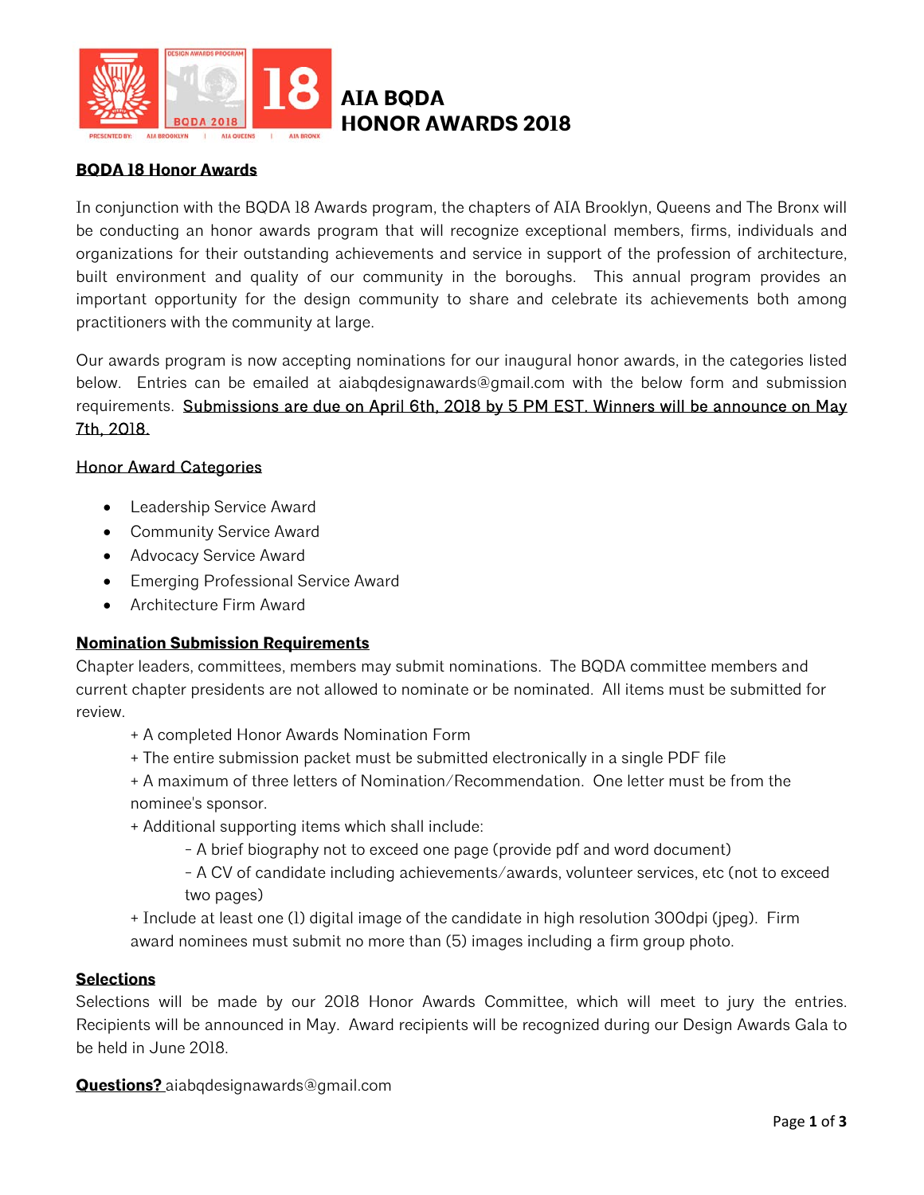# AIA BQDA HONOR AWARDS 2018

## BQDA 18 Honor Awards

In conjunction with the BQDA 18 Awards program, the chapters of AIA Brooklyn, Queens and The Bronx will be conducting an honor awards program that will recognize exceptional members, firms, individuals and organizations for their outstanding achievements and service in support of the profession of architecture, built environment and quality of our community in the boroughs. This annual program provides an important opportunity for the design community to share and celebrate its achievements both among practitioners with the community at large.

Our awards program is now accepting nominations for our inaugural honor awards, in the categories listed below. Entries can be emailed at aiabqdesignawards@gmail.com with the below form and submission requirements. **Submissions are due on April 6th, 2018 by 5 PM EST. Winners will be announce on May 7th, 2018.**

## Honor Award Categories

- Leadership Service Award
- Community Service Award
- Advocacy Service Award
- Emerging Professional Service Award
- Architecture Firm Award

## Nomination Submission Requirements

Chapter leaders, committees, members may submit nominations. The BQDA committee members and current chapter presidents are not allowed to nominate or be nominated. All items must be submitted for review.

+ A completed Honor Awards Nomination Form
+ The entire submission packet must be submitted electronically in a single PDF file
+ A maximum of three letters of Nomination/Recommendation. One letter must be from the nominee's sponsor.
+ Additional supporting items which shall include:
  - A brief biography not to exceed one page (provide pdf and word document)
  - A CV of candidate including achievements/awards, volunteer services, etc (not to exceed two pages)
+ Include at least one (1) digital image of the candidate in high resolution 300dpi (jpeg). Firm award nominees must submit no more than (5) images including a firm group photo.

## Selections

Selections will be made by our 2018 Honor Awards Committee, which will meet to jury the entries. Recipients will be announced in May. Award recipients will be recognized during our Design Awards Gala to be held in June 2018.

**Questions?** aiabqdesignawards@gmail.com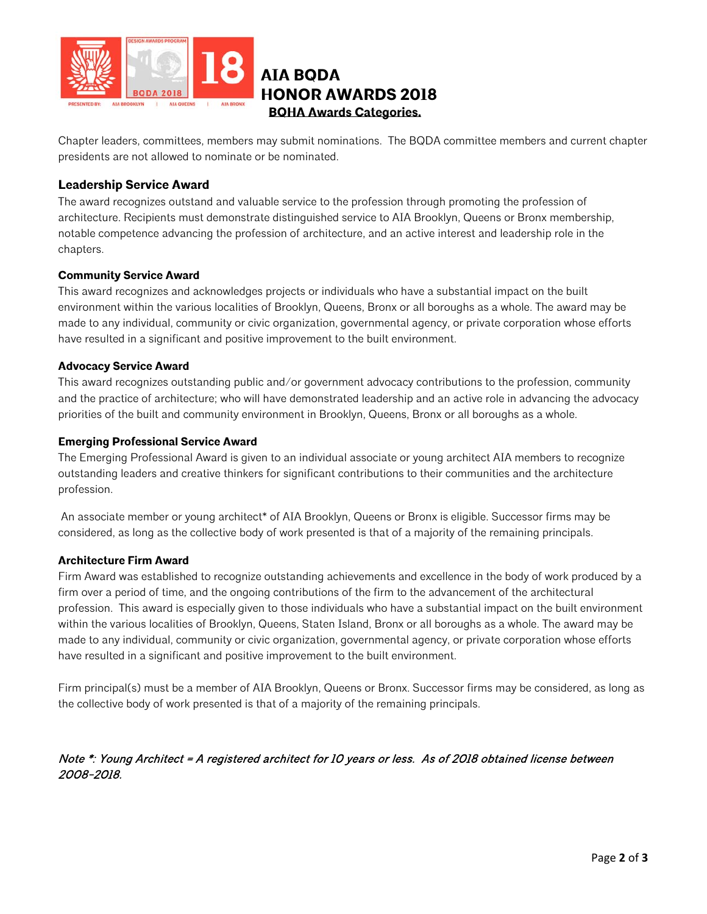# AIA BQDA
# HONOR AWARDS 2018

**BQHA Awards Categories.**

Chapter leaders, committees, members may submit nominations. The BQDA committee members and current chapter presidents are not allowed to nominate or be nominated.

## Leadership Service Award

The award recognizes outstand and valuable service to the profession through promoting the profession of architecture. Recipients must demonstrate distinguished service to AIA Brooklyn, Queens or Bronx membership, notable competence advancing the profession of architecture, and an active interest and leadership role in the chapters.

### Community Service Award

This award recognizes and acknowledges projects or individuals who have a substantial impact on the built environment within the various localities of Brooklyn, Queens, Bronx or all boroughs as a whole. The award may be made to any individual, community or civic organization, governmental agency, or private corporation whose efforts have resulted in a significant and positive improvement to the built environment.

### Advocacy Service Award

This award recognizes outstanding public and/or government advocacy contributions to the profession, community and the practice of architecture; who will have demonstrated leadership and an active role in advancing the advocacy priorities of the built and community environment in Brooklyn, Queens, Bronx or all boroughs as a whole.

### Emerging Professional Service Award

The Emerging Professional Award is given to an individual associate or young architect AIA members to recognize outstanding leaders and creative thinkers for significant contributions to their communities and the architecture profession.

An associate member or young architect* of AIA Brooklyn, Queens or Bronx is eligible. Successor firms may be considered, as long as the collective body of work presented is that of a majority of the remaining principals.

### Architecture Firm Award

Firm Award was established to recognize outstanding achievements and excellence in the body of work produced by a firm over a period of time, and the ongoing contributions of the firm to the advancement of the architectural profession. This award is especially given to those individuals who have a substantial impact on the built environment within the various localities of Brooklyn, Queens, Staten Island, Bronx or all boroughs as a whole. The award may be made to any individual, community or civic organization, governmental agency, or private corporation whose efforts have resulted in a significant and positive improvement to the built environment.

Firm principal(s) must be a member of AIA Brooklyn, Queens or Bronx. Successor firms may be considered, as long as the collective body of work presented is that of a majority of the remaining principals.

*Note *: Young Architect = A registered architect for 10 years or less. As of 2018 obtained license between 2008-2018.*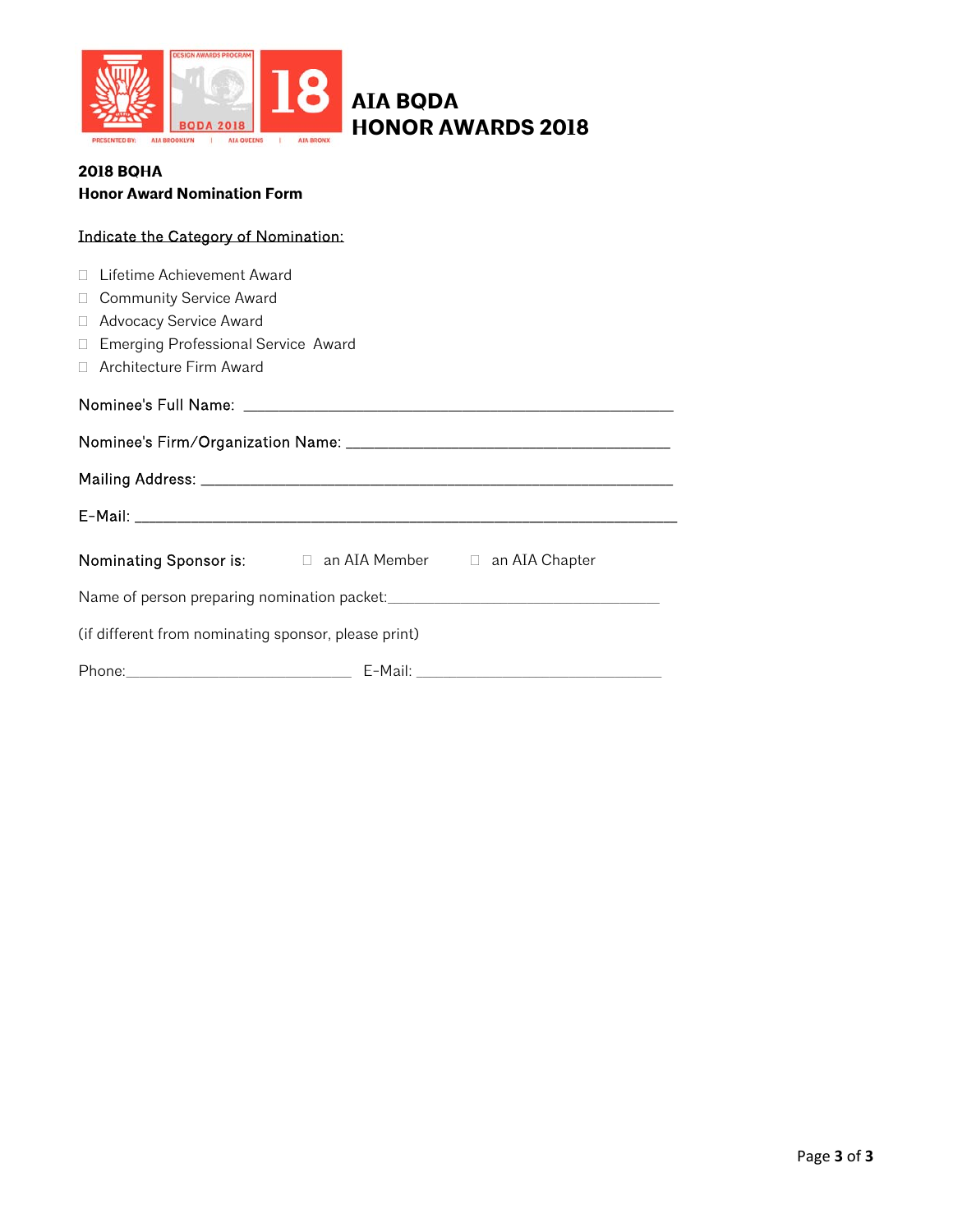# AIA BQDA
# HONOR AWARDS 2018

**2018 BQHA**
**Honor Award Nomination Form**

Indicate the Category of Nomination:

- ☐ Lifetime Achievement Award
- ☐ Community Service Award
- ☐ Advocacy Service Award
- ☐ Emerging Professional Service Award
- ☐ Architecture Firm Award

Nominee's Full Name: ______________________________________________________

Nominee's Firm/Organization Name: __________________________________________

Mailing Address: __________________________________________________________

E-Mail: _________________________________________________________________

Nominating Sponsor is: ☐ an AIA Member ☐ an AIA Chapter

Name of person preparing nomination packet:__________________________________

(if different from nominating sponsor, please print)

Phone:______________________________ E-Mail: _________________________________